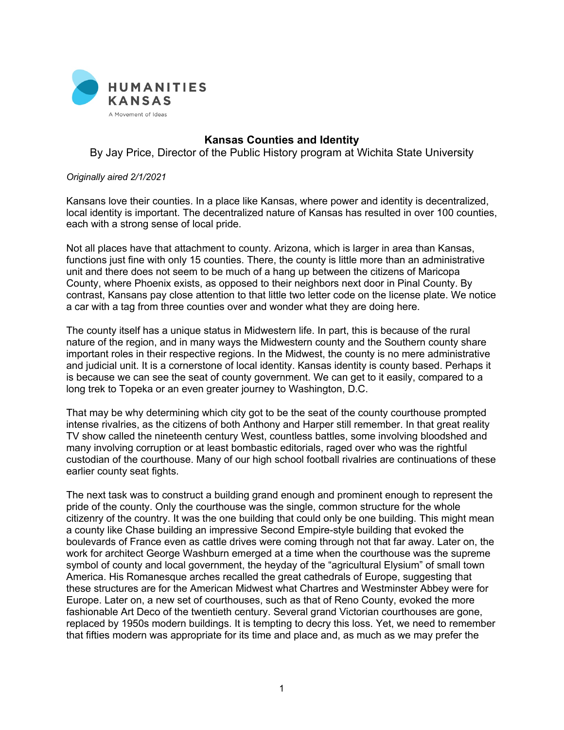HUMANITIES KANSAS

A Movement of Ideas

# Kansas Counties and Identity

By Jay Price, Director of the Public History program at Wichita State University

*Originally aired 2/1/2021*

Kansans love their counties. In a place like Kansas, where power and identity is decentralized, local identity is important. The decentralized nature of Kansas has resulted in over 100 counties, each with a strong sense of local pride.

Not all places have that attachment to county. Arizona, which is larger in area than Kansas, functions just fine with only 15 counties. There, the county is little more than an administrative unit and there does not seem to be much of a hang up between the citizens of Maricopa County, where Phoenix exists, as opposed to their neighbors next door in Pinal County. By contrast, Kansans pay close attention to that little two letter code on the license plate. We notice a car with a tag from three counties over and wonder what they are doing here.

The county itself has a unique status in Midwestern life. In part, this is because of the rural nature of the region, and in many ways the Midwestern county and the Southern county share important roles in their respective regions. In the Midwest, the county is no mere administrative and judicial unit. It is a cornerstone of local identity. Kansas identity is county based. Perhaps it is because we can see the seat of county government. We can get to it easily, compared to a long trek to Topeka or an even greater journey to Washington, D.C.

That may be why determining which city got to be the seat of the county courthouse prompted intense rivalries, as the citizens of both Anthony and Harper still remember. In that great reality TV show called the nineteenth century West, countless battles, some involving bloodshed and many involving corruption or at least bombastic editorials, raged over who was the rightful custodian of the courthouse. Many of our high school football rivalries are continuations of these earlier county seat fights.

The next task was to construct a building grand enough and prominent enough to represent the pride of the county. Only the courthouse was the single, common structure for the whole citizenry of the country. It was the one building that could only be one building. This might mean a county like Chase building an impressive Second Empire-style building that evoked the boulevards of France even as cattle drives were coming through not that far away. Later on, the work for architect George Washburn emerged at a time when the courthouse was the supreme symbol of county and local government, the heyday of the "agricultural Elysium" of small town America. His Romanesque arches recalled the great cathedrals of Europe, suggesting that these structures are for the American Midwest what Chartres and Westminster Abbey were for Europe. Later on, a new set of courthouses, such as that of Reno County, evoked the more fashionable Art Deco of the twentieth century. Several grand Victorian courthouses are gone, replaced by 1950s modern buildings. It is tempting to decry this loss. Yet, we need to remember that fifties modern was appropriate for its time and place and, as much as we may prefer the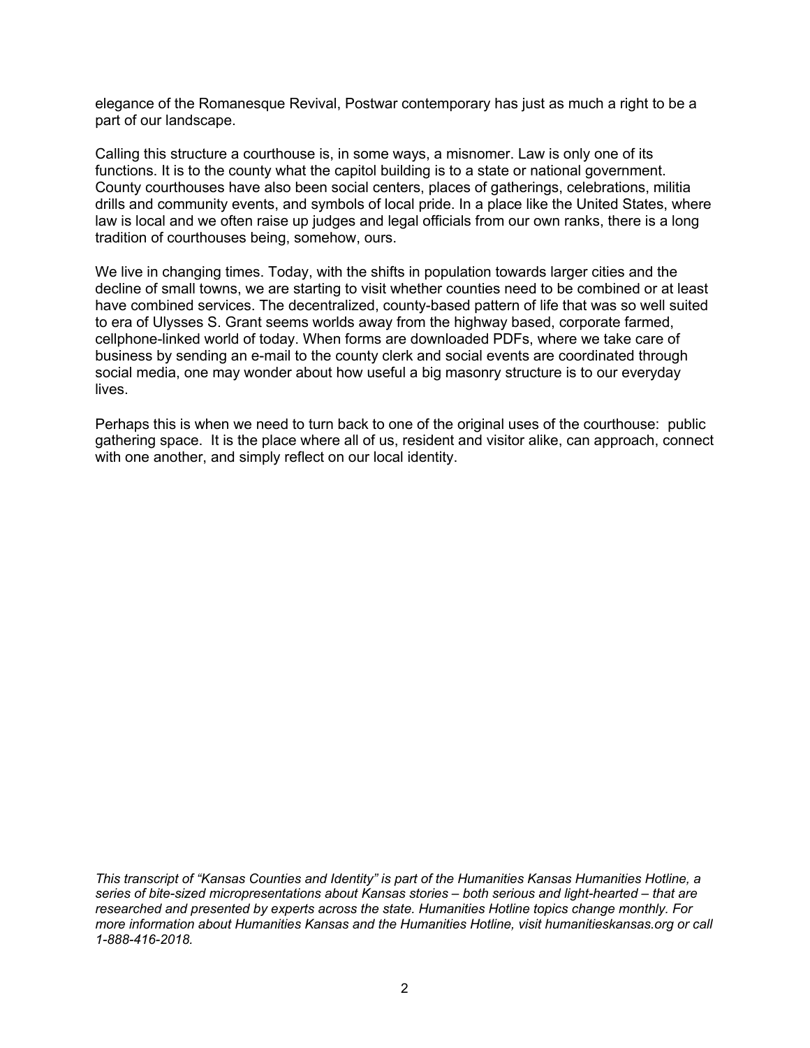elegance of the Romanesque Revival, Postwar contemporary has just as much a right to be a part of our landscape.

Calling this structure a courthouse is, in some ways, a misnomer. Law is only one of its functions. It is to the county what the capitol building is to a state or national government. County courthouses have also been social centers, places of gatherings, celebrations, militia drills and community events, and symbols of local pride. In a place like the United States, where law is local and we often raise up judges and legal officials from our own ranks, there is a long tradition of courthouses being, somehow, ours.

We live in changing times. Today, with the shifts in population towards larger cities and the decline of small towns, we are starting to visit whether counties need to be combined or at least have combined services. The decentralized, county-based pattern of life that was so well suited to era of Ulysses S. Grant seems worlds away from the highway based, corporate farmed, cellphone-linked world of today. When forms are downloaded PDFs, where we take care of business by sending an e-mail to the county clerk and social events are coordinated through social media, one may wonder about how useful a big masonry structure is to our everyday lives.

Perhaps this is when we need to turn back to one of the original uses of the courthouse: public gathering space. It is the place where all of us, resident and visitor alike, can approach, connect with one another, and simply reflect on our local identity.

*This transcript of "Kansas Counties and Identity" is part of the Humanities Kansas Humanities Hotline, a series of bite-sized micropresentations about Kansas stories – both serious and light-hearted – that are researched and presented by experts across the state. Humanities Hotline topics change monthly. For more information about Humanities Kansas and the Humanities Hotline, visit humanitieskansas.org or call 1-888-416-2018.*